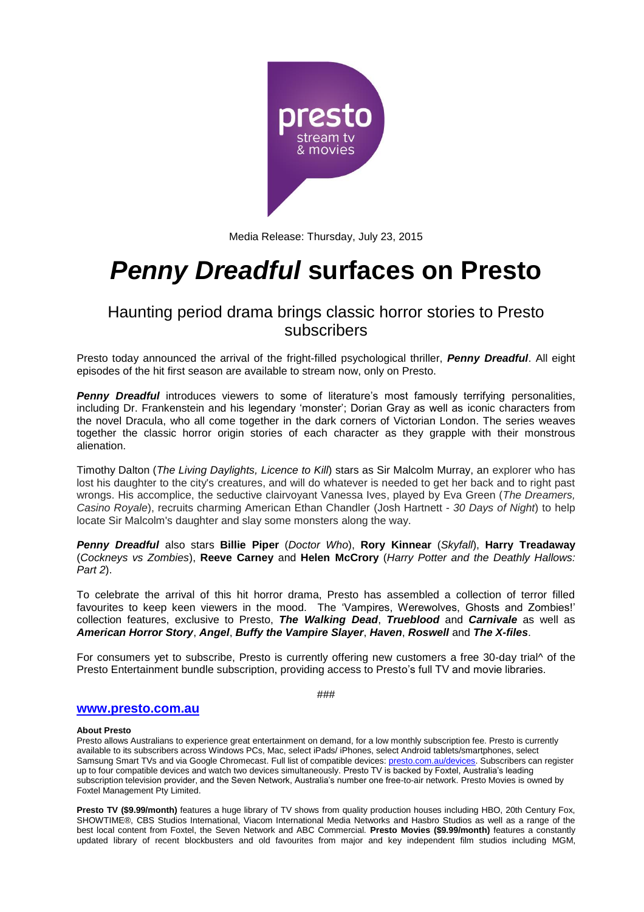Media Release: Thursday, July 23, 2015

# *Penny Dreadful* surfaces on Presto

## Haunting period drama brings classic horror stories to Presto subscribers

Presto today announced the arrival of the fright-filled psychological thriller, ***Penny Dreadful***. All eight episodes of the hit first season are available to stream now, only on Presto.

***Penny Dreadful*** introduces viewers to some of literature's most famously terrifying personalities, including Dr. Frankenstein and his legendary 'monster'; Dorian Gray as well as iconic characters from the novel Dracula, who all come together in the dark corners of Victorian London. The series weaves together the classic horror origin stories of each character as they grapple with their monstrous alienation.

Timothy Dalton (*The Living Daylights, Licence to Kill*) stars as Sir Malcolm Murray, an explorer who has lost his daughter to the city's creatures, and will do whatever is needed to get her back and to right past wrongs. His accomplice, the seductive clairvoyant Vanessa Ives, played by Eva Green (*The Dreamers, Casino Royale*), recruits charming American Ethan Chandler (Josh Hartnett - *30 Days of Night*) to help locate Sir Malcolm's daughter and slay some monsters along the way.

***Penny Dreadful*** also stars **Billie Piper** (*Doctor Who*), **Rory Kinnear** (*Skyfall*), **Harry Treadaway** (*Cockneys vs Zombies*), **Reeve Carney** and **Helen McCrory** (*Harry Potter and the Deathly Hallows: Part 2*).

To celebrate the arrival of this hit horror drama, Presto has assembled a collection of terror filled favourites to keep keen viewers in the mood. The 'Vampires, Werewolves, Ghosts and Zombies!' collection features, exclusive to Presto, ***The Walking Dead***, ***Trueblood*** and ***Carnivale*** as well as ***American Horror Story***, ***Angel***, ***Buffy the Vampire Slayer***, ***Haven***, ***Roswell*** and ***The X-files***.

For consumers yet to subscribe, Presto is currently offering new customers a free 30-day trial^ of the Presto Entertainment bundle subscription, providing access to Presto's full TV and movie libraries.

###

**www.presto.com.au**

**About Presto**

Presto allows Australians to experience great entertainment on demand, for a low monthly subscription fee. Presto is currently available to its subscribers across Windows PCs, Mac, select iPads/ iPhones, select Android tablets/smartphones, select Samsung Smart TVs and via Google Chromecast. Full list of compatible devices: presto.com.au/devices. Subscribers can register up to four compatible devices and watch two devices simultaneously. Presto TV is backed by Foxtel, Australia's leading subscription television provider, and the Seven Network, Australia's number one free-to-air network. Presto Movies is owned by Foxtel Management Pty Limited.

**Presto TV ($9.99/month)** features a huge library of TV shows from quality production houses including HBO, 20th Century Fox, SHOWTIME®, CBS Studios International, Viacom International Media Networks and Hasbro Studios as well as a range of the best local content from Foxtel, the Seven Network and ABC Commercial. **Presto Movies ($9.99/month)** features a constantly updated library of recent blockbusters and old favourites from major and key independent film studios including MGM,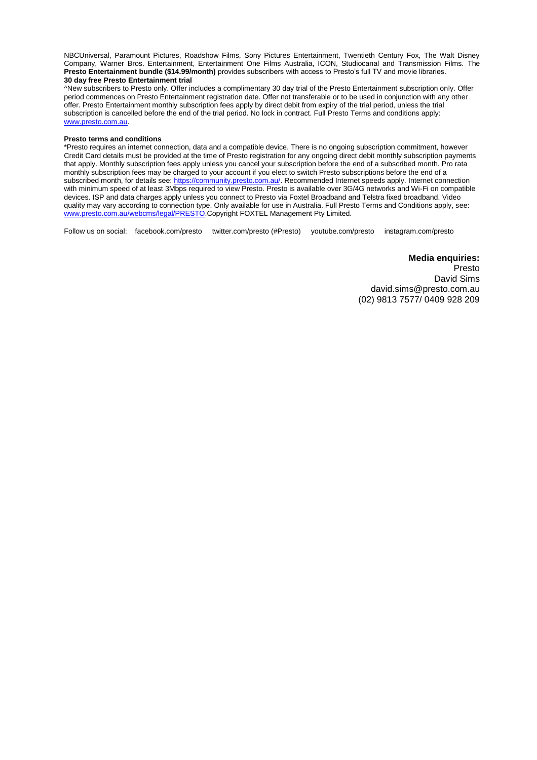NBCUniversal, Paramount Pictures, Roadshow Films, Sony Pictures Entertainment, Twentieth Century Fox, The Walt Disney Company, Warner Bros. Entertainment, Entertainment One Films Australia, ICON, Studiocanal and Transmission Films. The **Presto Entertainment bundle ($14.99/month)** provides subscribers with access to Presto's full TV and movie libraries.

**30 day free Presto Entertainment trial**

^New subscribers to Presto only. Offer includes a complimentary 30 day trial of the Presto Entertainment subscription only. Offer period commences on Presto Entertainment registration date. Offer not transferable or to be used in conjunction with any other offer. Presto Entertainment monthly subscription fees apply by direct debit from expiry of the trial period, unless the trial subscription is cancelled before the end of the trial period. No lock in contract. Full Presto Terms and conditions apply: www.presto.com.au.

**Presto terms and conditions**

*Presto requires an internet connection, data and a compatible device. There is no ongoing subscription commitment, however Credit Card details must be provided at the time of Presto registration for any ongoing direct debit monthly subscription payments that apply. Monthly subscription fees apply unless you cancel your subscription before the end of a subscribed month. Pro rata monthly subscription fees may be charged to your account if you elect to switch Presto subscriptions before the end of a subscribed month, for details see: https://community.presto.com.au/. Recommended Internet speeds apply. Internet connection with minimum speed of at least 3Mbps required to view Presto. Presto is available over 3G/4G networks and Wi-Fi on compatible devices. ISP and data charges apply unless you connect to Presto via Foxtel Broadband and Telstra fixed broadband. Video quality may vary according to connection type. Only available for use in Australia. Full Presto Terms and Conditions apply, see: www.presto.com.au/webcms/legal/PRESTO.Copyright FOXTEL Management Pty Limited.

Follow us on social: facebook.com/presto twitter.com/presto (#Presto) youtube.com/presto instagram.com/presto

**Media enquiries:**
Presto
David Sims
david.sims@presto.com.au
(02) 9813 7577/ 0409 928 209